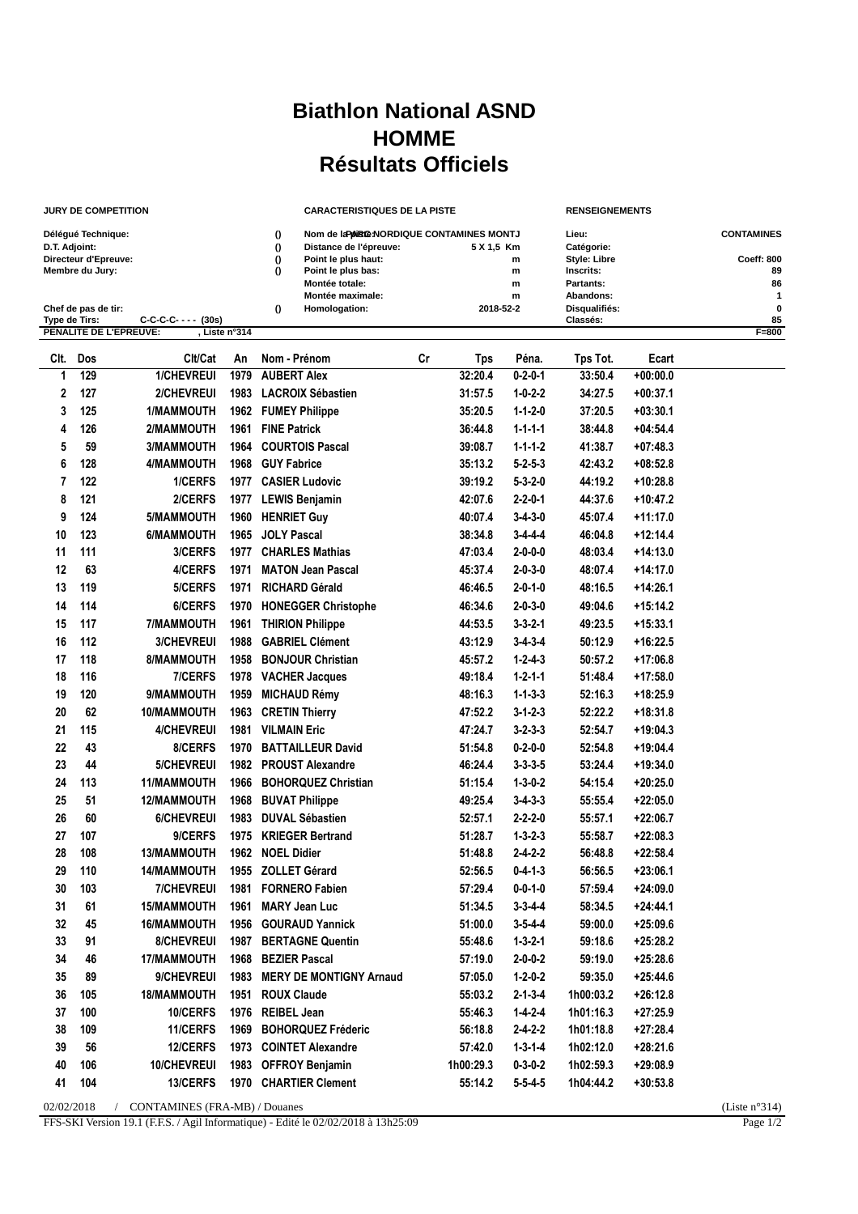# Biathlon National ASND
# HOMME
# Résultats Officiels

| JURY DE COMPETITION | | | CARACTERISTIQUES DE LA PISTE | | RENSEIGNEMENTS | |
|---|---|---|---|---|---|---|
| Délégué Technique: | | () | Nom de la piste: | PARC NORDIQUE CONTAMINES MONTJ | Lieu: | CONTAMINES |
| D.T. Adjoint: | | () | Distance de l'épreuve: | 5 X 1,5 Km | Catégorie: | |
| Directeur d'Epreuve: | | () | Point le plus haut: | m | Style: Libre | Coeff: 800 |
| Membre du Jury: | | () | Point le plus bas: | m | Inscrits: | 89 |
| | | | Montée totale: | m | Partants: | 86 |
| | | | Montée maximale: | m | Abandons: | 1 |
| Chef de pas de tir: | | () | Homologation: | 2018-52-2 | Disqualifiés: | 0 |
| Type de Tirs: | C-C-C-C- - - - (30s) | | | | Classés: | 85 |
| PENALITE DE L'EPREUVE: | , Liste n°314 | | | | | F=800 |

| Clt. | Dos | Clt/Cat | An | Nom - Prénom | Cr | Tps | Péna. | Tps Tot. | Ecart |
|---|---|---|---|---|---|---|---|---|---|
| 1 | 129 | 1/CHEVREUI | 1979 | AUBERT Alex | | 32:20.4 | 0-2-0-1 | 33:50.4 | +00:00.0 |
| 2 | 127 | 2/CHEVREUI | 1983 | LACROIX Sébastien | | 31:57.5 | 1-0-2-2 | 34:27.5 | +00:37.1 |
| 3 | 125 | 1/MAMMOUTH | 1962 | FUMEY Philippe | | 35:20.5 | 1-1-2-0 | 37:20.5 | +03:30.1 |
| 4 | 126 | 2/MAMMOUTH | 1961 | FINE Patrick | | 36:44.8 | 1-1-1-1 | 38:44.8 | +04:54.4 |
| 5 | 59 | 3/MAMMOUTH | 1964 | COURTOIS Pascal | | 39:08.7 | 1-1-1-2 | 41:38.7 | +07:48.3 |
| 6 | 128 | 4/MAMMOUTH | 1968 | GUY Fabrice | | 35:13.2 | 5-2-5-3 | 42:43.2 | +08:52.8 |
| 7 | 122 | 1/CERFS | 1977 | CASIER Ludovic | | 39:19.2 | 5-3-2-0 | 44:19.2 | +10:28.8 |
| 8 | 121 | 2/CERFS | 1977 | LEWIS Benjamin | | 42:07.6 | 2-2-0-1 | 44:37.6 | +10:47.2 |
| 9 | 124 | 5/MAMMOUTH | 1960 | HENRIET Guy | | 40:07.4 | 3-4-3-0 | 45:07.4 | +11:17.0 |
| 10 | 123 | 6/MAMMOUTH | 1965 | JOLY Pascal | | 38:34.8 | 3-4-4-4 | 46:04.8 | +12:14.4 |
| 11 | 111 | 3/CERFS | 1977 | CHARLES Mathias | | 47:03.4 | 2-0-0-0 | 48:03.4 | +14:13.0 |
| 12 | 63 | 4/CERFS | 1971 | MATON Jean Pascal | | 45:37.4 | 2-0-3-0 | 48:07.4 | +14:17.0 |
| 13 | 119 | 5/CERFS | 1971 | RICHARD Gérald | | 46:46.5 | 2-0-1-0 | 48:16.5 | +14:26.1 |
| 14 | 114 | 6/CERFS | 1970 | HONEGGER Christophe | | 46:34.6 | 2-0-3-0 | 49:04.6 | +15:14.2 |
| 15 | 117 | 7/MAMMOUTH | 1961 | THIRION Philippe | | 44:53.5 | 3-3-2-1 | 49:23.5 | +15:33.1 |
| 16 | 112 | 3/CHEVREUI | 1988 | GABRIEL Clément | | 43:12.9 | 3-4-3-4 | 50:12.9 | +16:22.5 |
| 17 | 118 | 8/MAMMOUTH | 1958 | BONJOUR Christian | | 45:57.2 | 1-2-4-3 | 50:57.2 | +17:06.8 |
| 18 | 116 | 7/CERFS | 1978 | VACHER Jacques | | 49:18.4 | 1-2-1-1 | 51:48.4 | +17:58.0 |
| 19 | 120 | 9/MAMMOUTH | 1959 | MICHAUD Rémy | | 48:16.3 | 1-1-3-3 | 52:16.3 | +18:25.9 |
| 20 | 62 | 10/MAMMOUTH | 1963 | CRETIN Thierry | | 47:52.2 | 3-1-2-3 | 52:22.2 | +18:31.8 |
| 21 | 115 | 4/CHEVREUI | 1981 | VILMAIN Eric | | 47:24.7 | 3-2-3-3 | 52:54.7 | +19:04.3 |
| 22 | 43 | 8/CERFS | 1970 | BATTAILLEUR David | | 51:54.8 | 0-2-0-0 | 52:54.8 | +19:04.4 |
| 23 | 44 | 5/CHEVREUI | 1982 | PROUST Alexandre | | 46:24.4 | 3-3-3-5 | 53:24.4 | +19:34.0 |
| 24 | 113 | 11/MAMMOUTH | 1966 | BOHORQUEZ Christian | | 51:15.4 | 1-3-0-2 | 54:15.4 | +20:25.0 |
| 25 | 51 | 12/MAMMOUTH | 1968 | BUVAT Philippe | | 49:25.4 | 3-4-3-3 | 55:55.4 | +22:05.0 |
| 26 | 60 | 6/CHEVREUI | 1983 | DUVAL Sébastien | | 52:57.1 | 2-2-2-0 | 55:57.1 | +22:06.7 |
| 27 | 107 | 9/CERFS | 1975 | KRIEGER Bertrand | | 51:28.7 | 1-3-2-3 | 55:58.7 | +22:08.3 |
| 28 | 108 | 13/MAMMOUTH | 1962 | NOEL Didier | | 51:48.8 | 2-4-2-2 | 56:48.8 | +22:58.4 |
| 29 | 110 | 14/MAMMOUTH | 1955 | ZOLLET Gérard | | 52:56.5 | 0-4-1-3 | 56:56.5 | +23:06.1 |
| 30 | 103 | 7/CHEVREUI | 1981 | FORNERO Fabien | | 57:29.4 | 0-0-1-0 | 57:59.4 | +24:09.0 |
| 31 | 61 | 15/MAMMOUTH | 1961 | MARY Jean Luc | | 51:34.5 | 3-3-4-4 | 58:34.5 | +24:44.1 |
| 32 | 45 | 16/MAMMOUTH | 1956 | GOURAUD Yannick | | 51:00.0 | 3-5-4-4 | 59:00.0 | +25:09.6 |
| 33 | 91 | 8/CHEVREUI | 1987 | BERTAGNE Quentin | | 55:48.6 | 1-3-2-1 | 59:18.6 | +25:28.2 |
| 34 | 46 | 17/MAMMOUTH | 1968 | BEZIER Pascal | | 57:19.0 | 2-0-0-2 | 59:19.0 | +25:28.6 |
| 35 | 89 | 9/CHEVREUI | 1983 | MERY DE MONTIGNY Arnaud | | 57:05.0 | 1-2-0-2 | 59:35.0 | +25:44.6 |
| 36 | 105 | 18/MAMMOUTH | 1951 | ROUX Claude | | 55:03.2 | 2-1-3-4 | 1h00:03.2 | +26:12.8 |
| 37 | 100 | 10/CERFS | 1976 | REIBEL Jean | | 55:46.3 | 1-4-2-4 | 1h01:16.3 | +27:25.9 |
| 38 | 109 | 11/CERFS | 1969 | BOHORQUEZ Fréderic | | 56:18.8 | 2-4-2-2 | 1h01:18.8 | +27:28.4 |
| 39 | 56 | 12/CERFS | 1973 | COINTET Alexandre | | 57:42.0 | 1-3-1-4 | 1h02:12.0 | +28:21.6 |
| 40 | 106 | 10/CHEVREUI | 1983 | OFFROY Benjamin | | 1h00:29.3 | 0-3-0-2 | 1h02:59.3 | +29:08.9 |
| 41 | 104 | 13/CERFS | 1970 | CHARTIER Clement | | 55:14.2 | 5-5-4-5 | 1h04:44.2 | +30:53.8 |

02/02/2018 / CONTAMINES (FRA-MB) / Douanes (Liste n°314)

FFS-SKI Version 19.1 (F.F.S. / Agil Informatique) - Edité le 02/02/2018 à 13h25:09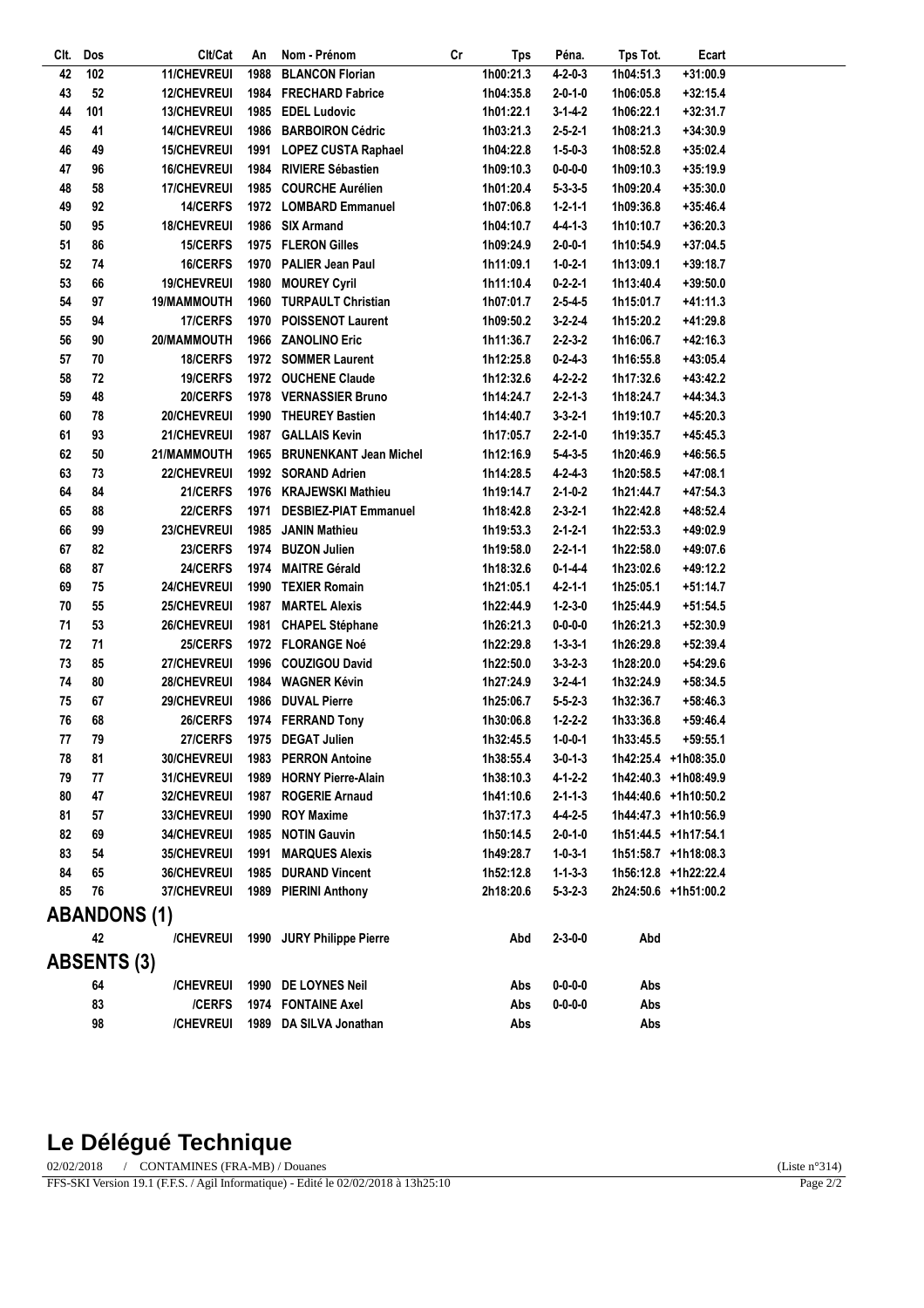| Clt. | Dos | Clt/Cat | An | Nom - Prénom | Cr | Tps | Péna. | Tps Tot. | Ecart |
|---|---|---|---|---|---|---|---|---|---|
| 42 | 102 | 11/CHEVREUI | 1988 | BLANCON Florian | | 1h00:21.3 | 4-2-0-3 | 1h04:51.3 | +31:00.9 |
| 43 | 52 | 12/CHEVREUI | 1984 | FRECHARD Fabrice | | 1h04:35.8 | 2-0-1-0 | 1h06:05.8 | +32:15.4 |
| 44 | 101 | 13/CHEVREUI | 1985 | EDEL Ludovic | | 1h01:22.1 | 3-1-4-2 | 1h06:22.1 | +32:31.7 |
| 45 | 41 | 14/CHEVREUI | 1986 | BARBOIRON Cédric | | 1h03:21.3 | 2-5-2-1 | 1h08:21.3 | +34:30.9 |
| 46 | 49 | 15/CHEVREUI | 1991 | LOPEZ CUSTA Raphael | | 1h04:22.8 | 1-5-0-3 | 1h08:52.8 | +35:02.4 |
| 47 | 96 | 16/CHEVREUI | 1984 | RIVIERE Sébastien | | 1h09:10.3 | 0-0-0-0 | 1h09:10.3 | +35:19.9 |
| 48 | 58 | 17/CHEVREUI | 1985 | COURCHE Aurélien | | 1h01:20.4 | 5-3-3-5 | 1h09:20.4 | +35:30.0 |
| 49 | 92 | 14/CERFS | 1972 | LOMBARD Emmanuel | | 1h07:06.8 | 1-2-1-1 | 1h09:36.8 | +35:46.4 |
| 50 | 95 | 18/CHEVREUI | 1986 | SIX Armand | | 1h04:10.7 | 4-4-1-3 | 1h10:10.7 | +36:20.3 |
| 51 | 86 | 15/CERFS | 1975 | FLERON Gilles | | 1h09:24.9 | 2-0-0-1 | 1h10:54.9 | +37:04.5 |
| 52 | 74 | 16/CERFS | 1970 | PALIER Jean Paul | | 1h11:09.1 | 1-0-2-1 | 1h13:09.1 | +39:18.7 |
| 53 | 66 | 19/CHEVREUI | 1980 | MOUREY Cyril | | 1h11:10.4 | 0-2-2-1 | 1h13:40.4 | +39:50.0 |
| 54 | 97 | 19/MAMMOUTH | 1960 | TURPAULT Christian | | 1h07:01.7 | 2-5-4-5 | 1h15:01.7 | +41:11.3 |
| 55 | 94 | 17/CERFS | 1970 | POISSENOT Laurent | | 1h09:50.2 | 3-2-2-4 | 1h15:20.2 | +41:29.8 |
| 56 | 90 | 20/MAMMOUTH | 1966 | ZANOLINO Eric | | 1h11:36.7 | 2-2-3-2 | 1h16:06.7 | +42:16.3 |
| 57 | 70 | 18/CERFS | 1972 | SOMMER Laurent | | 1h12:25.8 | 0-2-4-3 | 1h16:55.8 | +43:05.4 |
| 58 | 72 | 19/CERFS | 1972 | OUCHENE Claude | | 1h12:32.6 | 4-2-2-2 | 1h17:32.6 | +43:42.2 |
| 59 | 48 | 20/CERFS | 1978 | VERNASSIER Bruno | | 1h14:24.7 | 2-2-1-3 | 1h18:24.7 | +44:34.3 |
| 60 | 78 | 20/CHEVREUI | 1990 | THEUREY Bastien | | 1h14:40.7 | 3-3-2-1 | 1h19:10.7 | +45:20.3 |
| 61 | 93 | 21/CHEVREUI | 1987 | GALLAIS Kevin | | 1h17:05.7 | 2-2-1-0 | 1h19:35.7 | +45:45.3 |
| 62 | 50 | 21/MAMMOUTH | 1965 | BRUNENKANT Jean Michel | | 1h12:16.9 | 5-4-3-5 | 1h20:46.9 | +46:56.5 |
| 63 | 73 | 22/CHEVREUI | 1992 | SORAND Adrien | | 1h14:28.5 | 4-2-4-3 | 1h20:58.5 | +47:08.1 |
| 64 | 84 | 21/CERFS | 1976 | KRAJEWSKI Mathieu | | 1h19:14.7 | 2-1-0-2 | 1h21:44.7 | +47:54.3 |
| 65 | 88 | 22/CERFS | 1971 | DESBIEZ-PIAT Emmanuel | | 1h18:42.8 | 2-3-2-1 | 1h22:42.8 | +48:52.4 |
| 66 | 99 | 23/CHEVREUI | 1985 | JANIN Mathieu | | 1h19:53.3 | 2-1-2-1 | 1h22:53.3 | +49:02.9 |
| 67 | 82 | 23/CERFS | 1974 | BUZON Julien | | 1h19:58.0 | 2-2-1-1 | 1h22:58.0 | +49:07.6 |
| 68 | 87 | 24/CERFS | 1974 | MAITRE Gérald | | 1h18:32.6 | 0-1-4-4 | 1h23:02.6 | +49:12.2 |
| 69 | 75 | 24/CHEVREUI | 1990 | TEXIER Romain | | 1h21:05.1 | 4-2-1-1 | 1h25:05.1 | +51:14.7 |
| 70 | 55 | 25/CHEVREUI | 1987 | MARTEL Alexis | | 1h22:44.9 | 1-2-3-0 | 1h25:44.9 | +51:54.5 |
| 71 | 53 | 26/CHEVREUI | 1981 | CHAPEL Stéphane | | 1h26:21.3 | 0-0-0-0 | 1h26:21.3 | +52:30.9 |
| 72 | 71 | 25/CERFS | 1972 | FLORANGE Noé | | 1h22:29.8 | 1-3-3-1 | 1h26:29.8 | +52:39.4 |
| 73 | 85 | 27/CHEVREUI | 1996 | COUZIGOU David | | 1h22:50.0 | 3-3-2-3 | 1h28:20.0 | +54:29.6 |
| 74 | 80 | 28/CHEVREUI | 1984 | WAGNER Kévin | | 1h27:24.9 | 3-2-4-1 | 1h32:24.9 | +58:34.5 |
| 75 | 67 | 29/CHEVREUI | 1986 | DUVAL Pierre | | 1h25:06.7 | 5-5-2-3 | 1h32:36.7 | +58:46.3 |
| 76 | 68 | 26/CERFS | 1974 | FERRAND Tony | | 1h30:06.8 | 1-2-2-2 | 1h33:36.8 | +59:46.4 |
| 77 | 79 | 27/CERFS | 1975 | DEGAT Julien | | 1h32:45.5 | 1-0-0-1 | 1h33:45.5 | +59:55.1 |
| 78 | 81 | 30/CHEVREUI | 1983 | PERRON Antoine | | 1h38:55.4 | 3-0-1-3 | 1h42:25.4 | +1h08:35.0 |
| 79 | 77 | 31/CHEVREUI | 1989 | HORNY Pierre-Alain | | 1h38:10.3 | 4-1-2-2 | 1h42:40.3 | +1h08:49.9 |
| 80 | 47 | 32/CHEVREUI | 1987 | ROGERIE Arnaud | | 1h41:10.6 | 2-1-1-3 | 1h44:40.6 | +1h10:50.2 |
| 81 | 57 | 33/CHEVREUI | 1990 | ROY Maxime | | 1h37:17.3 | 4-4-2-5 | 1h44:47.3 | +1h10:56.9 |
| 82 | 69 | 34/CHEVREUI | 1985 | NOTIN Gauvin | | 1h50:14.5 | 2-0-1-0 | 1h51:44.5 | +1h17:54.1 |
| 83 | 54 | 35/CHEVREUI | 1991 | MARQUES Alexis | | 1h49:28.7 | 1-0-3-1 | 1h51:58.7 | +1h18:08.3 |
| 84 | 65 | 36/CHEVREUI | 1985 | DURAND Vincent | | 1h52:12.8 | 1-1-3-3 | 1h56:12.8 | +1h22:22.4 |
| 85 | 76 | 37/CHEVREUI | 1989 | PIERINI Anthony | | 2h18:20.6 | 5-3-2-3 | 2h24:50.6 | +1h51:00.2 |

## ABANDONS (1)

| | | | | | | | | | |
|---|---|---|---|---|---|---|---|---|---|
| | 42 | /CHEVREUI | 1990 | JURY Philippe Pierre | | Abd | 2-3-0-0 | Abd | |

## ABSENTS (3)

| | | | | | | | | | |
|---|---|---|---|---|---|---|---|---|---|
| | 64 | /CHEVREUI | 1990 | DE LOYNES Neil | | Abs | 0-0-0-0 | Abs | |
| | 83 | /CERFS | 1974 | FONTAINE Axel | | Abs | 0-0-0-0 | Abs | |
| | 98 | /CHEVREUI | 1989 | DA SILVA Jonathan | | Abs | | Abs | |

# Le Délégué Technique

02/02/2018 / CONTAMINES (FRA-MB) / Douanes (Liste n°314)

FFS-SKI Version 19.1 (F.F.S. / Agil Informatique) - Edité le 02/02/2018 à 13h25:10